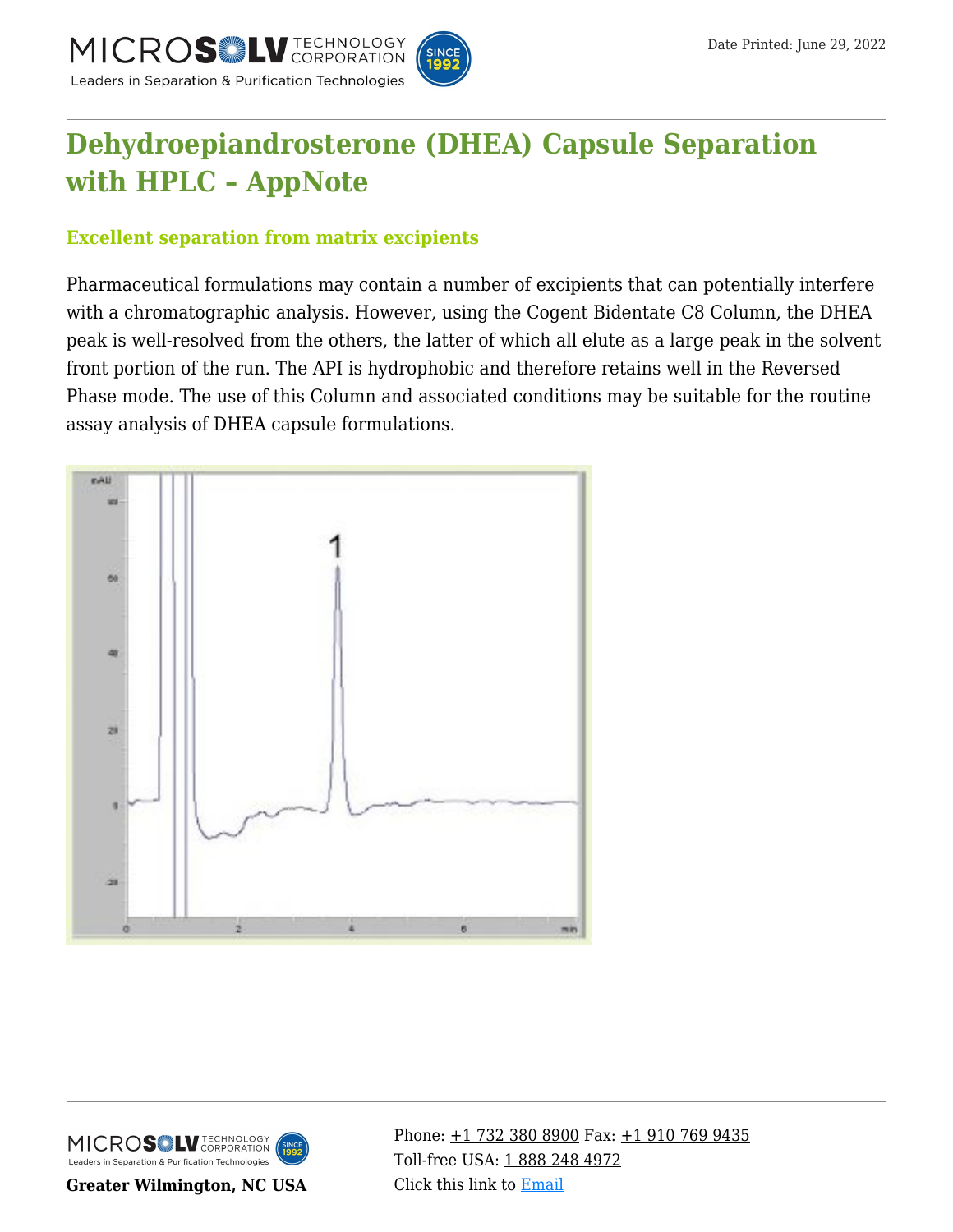# Dehydroepiandrosterone (DHEA) Capsule Separation with HPLC – AppNote

## Excellent separation from matrix excipients

Pharmaceutical formulations may contain a number of excipients that can potentially interfere with a chromatographic analysis. However, using the Cogent Bidentate C8 Column, the DHEA peak is well-resolved from the others, the latter of which all elute as a large peak in the solvent front portion of the run. The API is hydrophobic and therefore retains well in the Reversed Phase mode. The use of this Column and associated conditions may be suitable for the routine assay analysis of DHEA capsule formulations.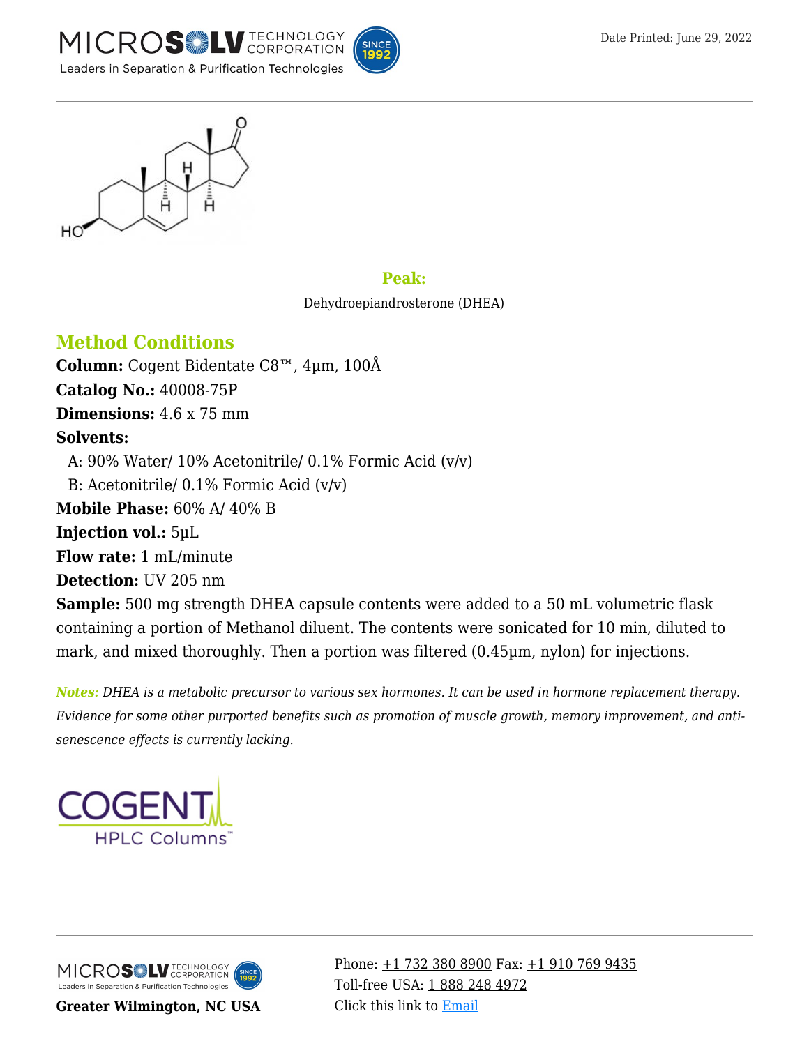**Peak:**

Dehydroepiandrosterone (DHEA)

## Method Conditions

**Column:** Cogent Bidentate C8™, 4µm, 100Å

**Catalog No.:** 40008-75P

**Dimensions:** 4.6 x 75 mm

**Solvents:**

A: 90% Water/ 10% Acetonitrile/ 0.1% Formic Acid (v/v)

B: Acetonitrile/ 0.1% Formic Acid (v/v)

**Mobile Phase:** 60% A/ 40% B

**Injection vol.:** 5µL

**Flow rate:** 1 mL/minute

**Detection:** UV 205 nm

**Sample:** 500 mg strength DHEA capsule contents were added to a 50 mL volumetric flask containing a portion of Methanol diluent. The contents were sonicated for 10 min, diluted to mark, and mixed thoroughly. Then a portion was filtered (0.45µm, nylon) for injections.

***Notes:*** *DHEA is a metabolic precursor to various sex hormones. It can be used in hormone replacement therapy. Evidence for some other purported benefits such as promotion of muscle growth, memory improvement, and anti-senescence effects is currently lacking.*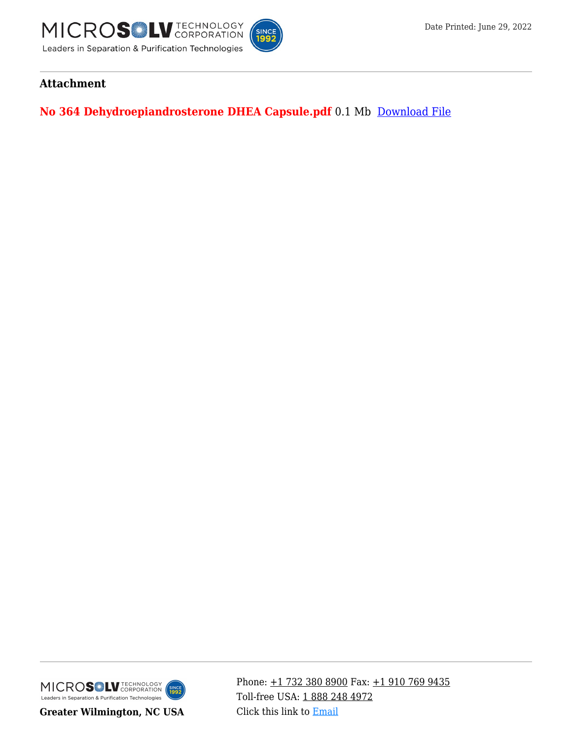### Attachment

**No 364 Dehydroepiandrosterone DHEA Capsule.pdf** 0.1 Mb Download File